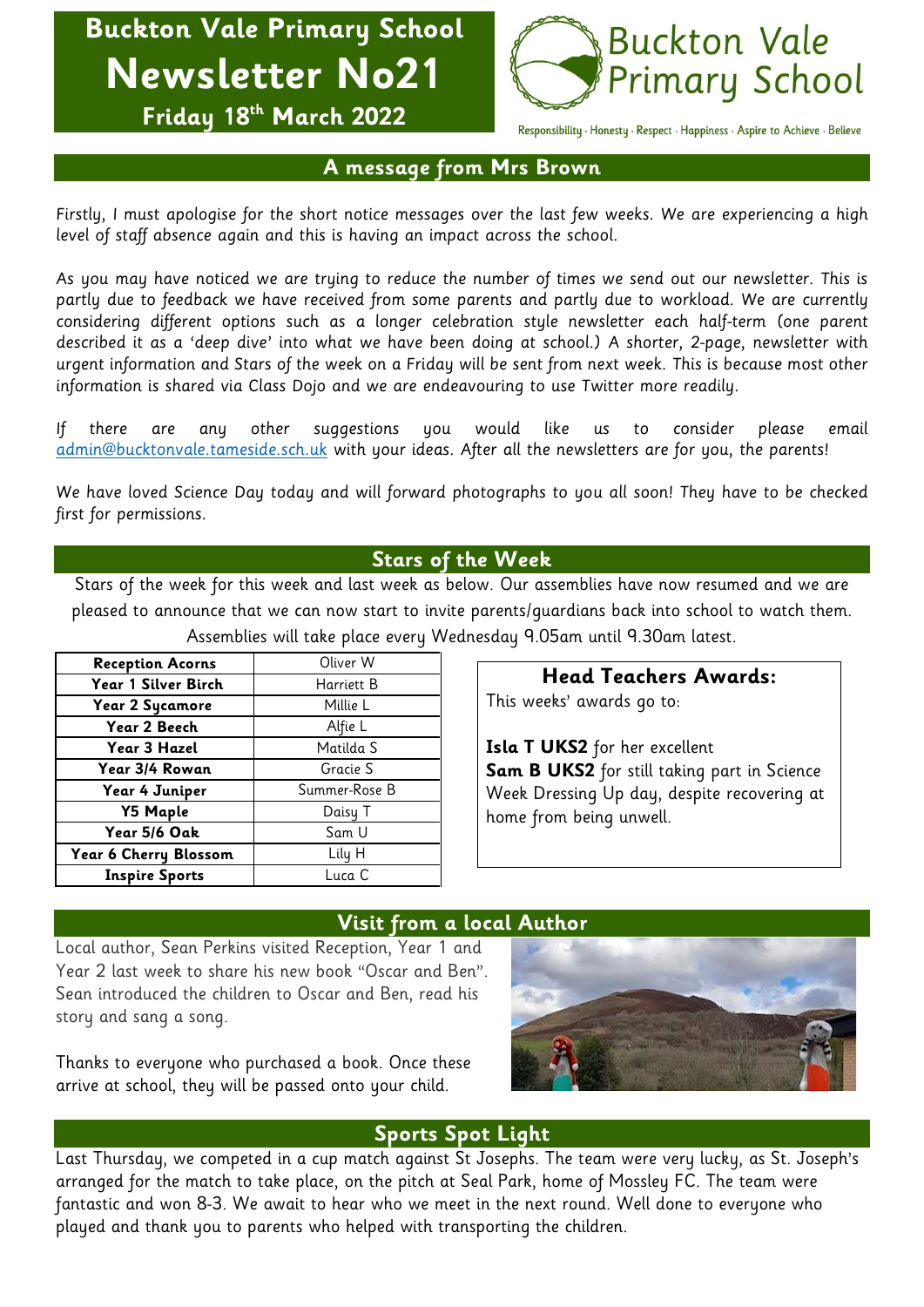# Buckton Vale Primary School

# Newsletter No21

**Friday 18th March 2022**

Buckton Vale Primary School

Responsibility · Honesty · Respect · Happiness · Aspire to Achieve · Believe

## A message from Mrs Brown

*Firstly, I must apologise for the short notice messages over the last few weeks. We are experiencing a high level of staff absence again and this is having an impact across the school.*

*As you may have noticed we are trying to reduce the number of times we send out our newsletter. This is partly due to feedback we have received from some parents and partly due to workload. We are currently considering different options such as a longer celebration style newsletter each half-term (one parent described it as a 'deep dive' into what we have been doing at school.) A shorter, 2-page, newsletter with urgent information and Stars of the week on a Friday will be sent from next week. This is because most other information is shared via Class Dojo and we are endeavouring to use Twitter more readily.*

*If there are any other suggestions you would like us to consider please email admin@bucktonvale.tameside.sch.uk with your ideas. After all the newsletters are for you, the parents!*

*We have loved Science Day today and will forward photographs to you all soon! They have to be checked first for permissions.*

## Stars of the Week

Stars of the week for this week and last week as below. Our assemblies have now resumed and we are pleased to announce that we can now start to invite parents/guardians back into school to watch them. Assemblies will take place every Wednesday 9.05am until 9.30am latest.

| **Reception Acorns** | Oliver W |
|---|---|
| **Year 1 Silver Birch** | Harriett B |
| **Year 2 Sycamore** | Millie L |
| **Year 2 Beech** | Alfie L |
| **Year 3 Hazel** | Matilda S |
| **Year 3/4 Rowan** | Gracie S |
| **Year 4 Juniper** | Summer-Rose B |
| **Y5 Maple** | Daisy T |
| **Year 5/6 Oak** | Sam U |
| **Year 6 Cherry Blossom** | Lily H |
| **Inspire Sports** | Luca C |

### Head Teachers Awards:

This weeks' awards go to:

**Isla T UKS2** for her excellent

**Sam B UKS2** for still taking part in Science Week Dressing Up day, despite recovering at home from being unwell.

## Visit from a local Author

Local author, Sean Perkins visited Reception, Year 1 and Year 2 last week to share his new book "Oscar and Ben". Sean introduced the children to Oscar and Ben, read his story and sang a song.

Thanks to everyone who purchased a book. Once these arrive at school, they will be passed onto your child.

## Sports Spot Light

Last Thursday, we competed in a cup match against St Josephs. The team were very lucky, as St. Joseph's arranged for the match to take place, on the pitch at Seal Park, home of Mossley FC. The team were fantastic and won 8-3. We await to hear who we meet in the next round. Well done to everyone who played and thank you to parents who helped with transporting the children.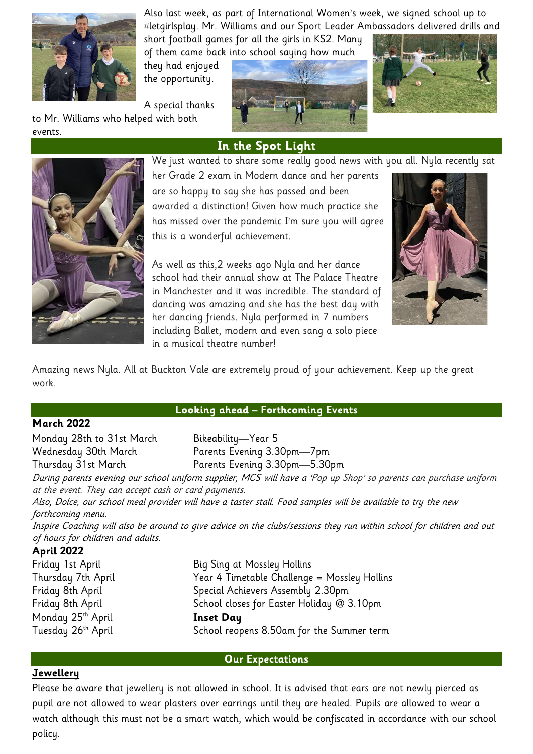Also last week, as part of International Women's week, we signed school up to #letgirlsplay. Mr. Williams and our Sport Leader Ambassadors delivered drills and short football games for all the girls in KS2. Many of them came back into school saying how much they had enjoyed the opportunity.

A special thanks to Mr. Williams who helped with both events.

## In the Spot Light

We just wanted to share some really good news with you all. Nyla recently sat her Grade 2 exam in Modern dance and her parents are so happy to say she has passed and been awarded a distinction! Given how much practice she has missed over the pandemic I'm sure you will agree this is a wonderful achievement.

As well as this,2 weeks ago Nyla and her dance school had their annual show at The Palace Theatre in Manchester and it was incredible. The standard of dancing was amazing and she has the best day with her dancing friends. Nyla performed in 7 numbers including Ballet, modern and even sang a solo piece in a musical theatre number!

Amazing news Nyla. All at Buckton Vale are extremely proud of your achievement. Keep up the great work.

## Looking ahead – Forthcoming Events

**March 2022**

| | |
|---|---|
| Monday 28th to 31st March | Bikeability—Year 5 |
| Wednesday 30th March | Parents Evening 3.30pm—7pm |
| Thursday 31st March | Parents Evening 3.30pm—5.30pm |

*During parents evening our school uniform supplier, MCS will have a 'Pop up Shop' so parents can purchase uniform at the event. They can accept cash or card payments.*

*Also, Dolce, our school meal provider will have a taster stall. Food samples will be available to try the new forthcoming menu.*

*Inspire Coaching will also be around to give advice on the clubs/sessions they run within school for children and out of hours for children and adults.*

**April 2022**

| | |
|---|---|
| Friday 1st April | Big Sing at Mossley Hollins |
| Thursday 7th April | Year 4 Timetable Challenge = Mossley Hollins |
| Friday 8th April | Special Achievers Assembly 2.30pm |
| Friday 8th April | School closes for Easter Holiday @ 3.10pm |
| Monday 25th April | **Inset Day** |
| Tuesday 26th April | School reopens 8.50am for the Summer term |

## Our Expectations

**Jewellery**

Please be aware that jewellery is not allowed in school. It is advised that ears are not newly pierced as pupil are not allowed to wear plasters over earrings until they are healed. Pupils are allowed to wear a watch although this must not be a smart watch, which would be confiscated in accordance with our school policy.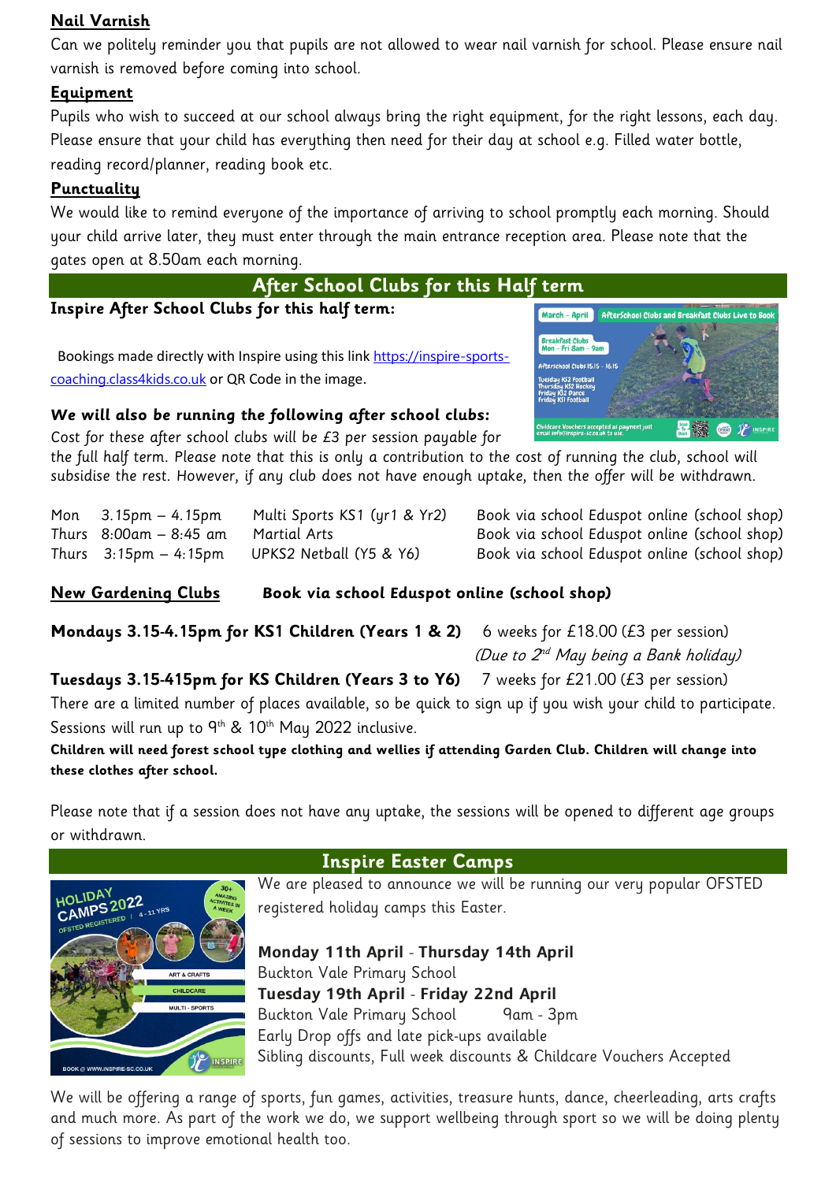**Nail Varnish**

Can we politely reminder you that pupils are not allowed to wear nail varnish for school. Please ensure nail varnish is removed before coming into school.

**Equipment**

Pupils who wish to succeed at our school always bring the right equipment, for the right lessons, each day. Please ensure that your child has everything then need for their day at school e.g. Filled water bottle, reading record/planner, reading book etc.

**Punctuality**

We would like to remind everyone of the importance of arriving to school promptly each morning. Should your child arrive later, they must enter through the main entrance reception area. Please note that the gates open at 8.50am each morning.

## After School Clubs for this Half term

**Inspire After School Clubs for this half term:**

Bookings made directly with Inspire using this link https://inspire-sports-coaching.class4kids.co.uk or QR Code in the image.

***We will also be running the following after school clubs:***

*Cost for these after school clubs will be £3 per session payable for the full half term. Please note that this is only a contribution to the cost of running the club, school will subsidise the rest. However, if any club does not have enough uptake, then the offer will be withdrawn.*

| | | | |
|---|---|---|---|
| Mon | 3.15pm – 4.15pm | Multi Sports KS1 (yr1 & Yr2) | Book via school Eduspot online (school shop) |
| Thurs | 8:00am – 8:45 am | Martial Arts | Book via school Eduspot online (school shop) |
| Thurs | 3:15pm – 4:15pm | UPKS2 Netball (Y5 & Y6) | Book via school Eduspot online (school shop) |

**New Gardening Clubs** **Book via school Eduspot online (school shop)**

**Mondays 3.15-4.15pm for KS1 Children (Years 1 & 2)** 6 weeks for £18.00 (£3 per session) *(Due to 2nd May being a Bank holiday)*

**Tuesdays 3.15-415pm for KS Children (Years 3 to Y6)** 7 weeks for £21.00 (£3 per session)

There are a limited number of places available, so be quick to sign up if you wish your child to participate. Sessions will run up to 9th & 10th May 2022 inclusive.

**Children will need forest school type clothing and wellies if attending Garden Club. Children will change into these clothes after school.**

Please note that if a session does not have any uptake, the sessions will be opened to different age groups or withdrawn.

## Inspire Easter Camps

We are pleased to announce we will be running our very popular OFSTED registered holiday camps this Easter.

**Monday 11th April** - **Thursday 14th April**
Buckton Vale Primary School
**Tuesday 19th April** - **Friday 22nd April**
Buckton Vale Primary School 9am - 3pm
Early Drop offs and late pick-ups available
Sibling discounts, Full week discounts & Childcare Vouchers Accepted

We will be offering a range of sports, fun games, activities, treasure hunts, dance, cheerleading, arts crafts and much more. As part of the work we do, we support wellbeing through sport so we will be doing plenty of sessions to improve emotional health too.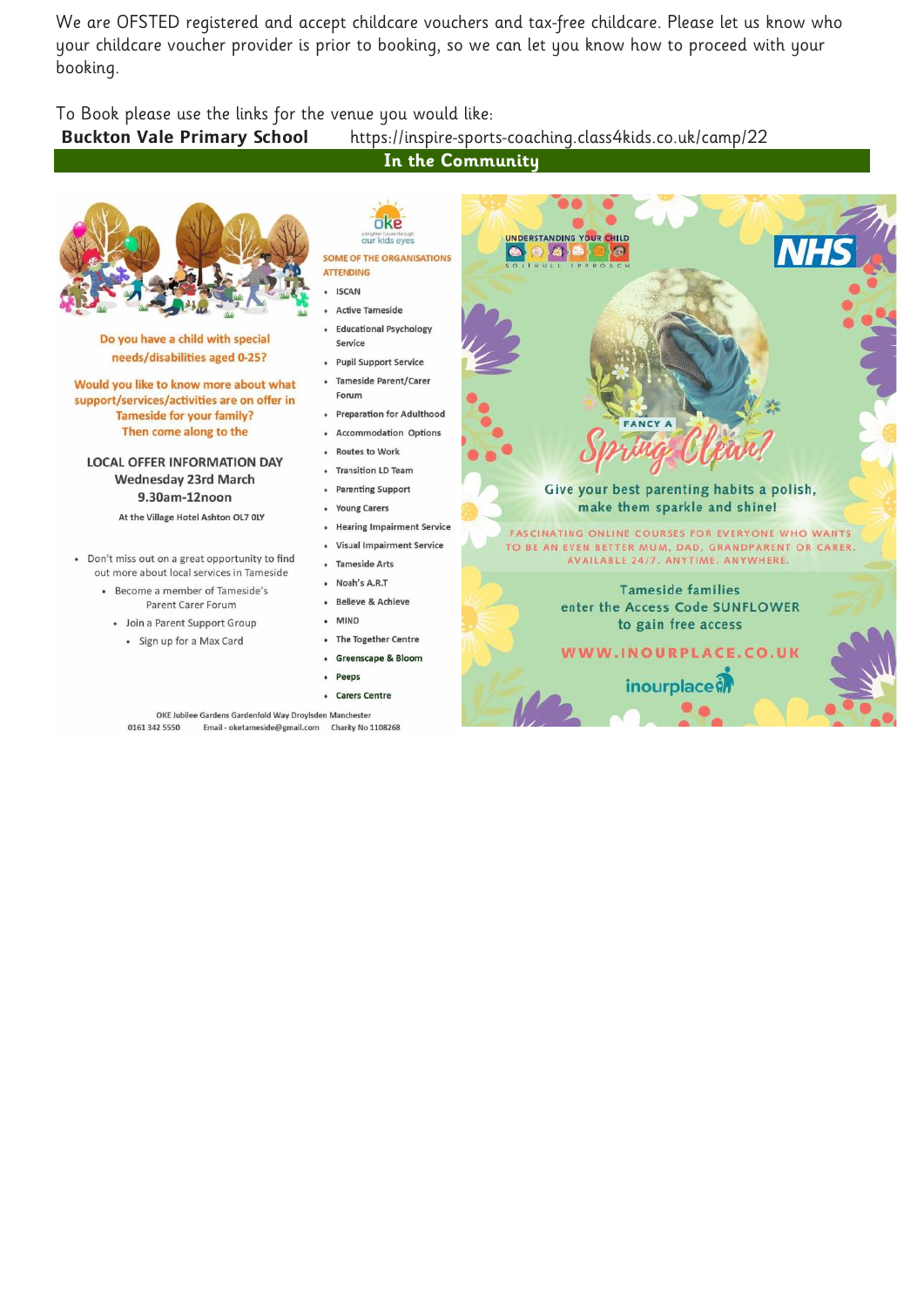We are OFSTED registered and accept childcare vouchers and tax-free childcare. Please let us know who your childcare voucher provider is prior to booking, so we can let you know how to proceed with your booking.

To Book please use the links for the venue you would like:

**Buckton Vale Primary School** https://inspire-sports-coaching.class4kids.co.uk/camp/22

## In the Community

oke
a brighter future through our kids eyes

Do you have a child with special needs/disabilities aged 0-25?

Would you like to know more about what support/services/activities are on offer in Tameside for your family?

Then come along to the

**LOCAL OFFER INFORMATION DAY**
**Wednesday 23rd March**
**9.30am-12noon**

At the Village Hotel Ashton OL7 0LY

- Don't miss out on a great opportunity to find out more about local services in Tameside
  - Become a member of Tameside's Parent Carer Forum
  - Join a Parent Support Group
  - Sign up for a Max Card

**SOME OF THE ORGANISATIONS ATTENDING**

- ISCAN
- Active Tameside
- Educational Psychology Service
- Pupil Support Service
- Tameside Parent/Carer Forum
- Preparation for Adulthood
- Accommodation Options
- Routes to Work
- Transition LD Team
- Parenting Support
- Young Carers
- Hearing Impairment Service
- Visual Impairment Service
- Tameside Arts
- Noah's A.R.T
- Believe & Achieve
- MIND
- The Together Centre
- Greenscape & Bloom
- Peeps
- Carers Centre

OKE Jubilee Gardens Gardenfold Way Droylsden Manchester
0161 342 5550 Email - oketameside@gmail.com Charity No 1108268

UNDERSTANDING YOUR CHILD
SOLIHULL APPROACH

NHS

FANCY A Spring Clean?

Give your best parenting habits a polish, make them sparkle and shine!

FASCINATING ONLINE COURSES FOR EVERYONE WHO WANTS TO BE AN EVEN BETTER MUM, DAD, GRANDPARENT OR CARER. AVAILABLE 24/7. ANYTIME. ANYWHERE.

Tameside families enter the Access Code SUNFLOWER to gain free access

WWW.INOURPLACE.CO.UK

inourplace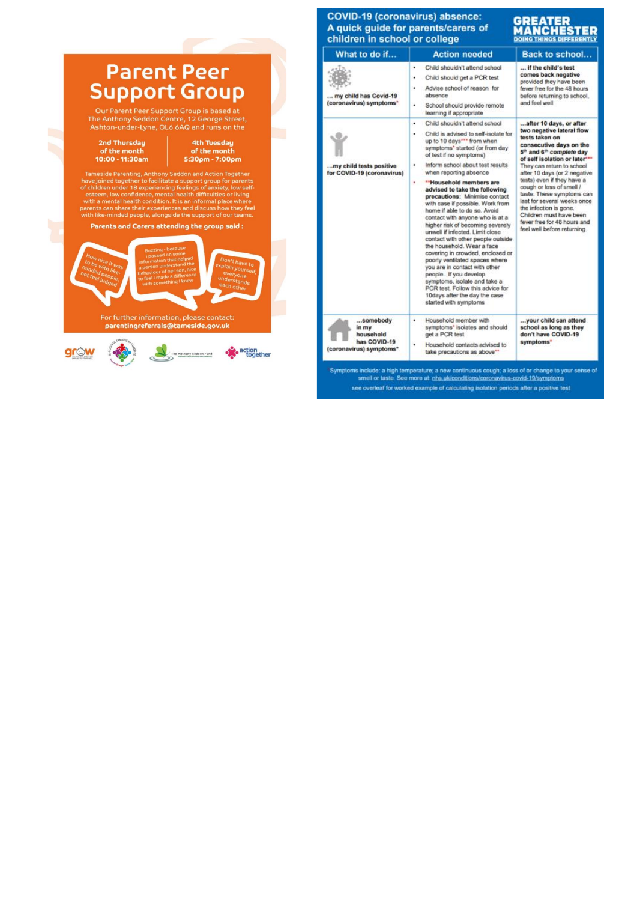# Parent Peer Support Group

Our Parent Peer Support Group is based at The Anthony Seddon Centre, 12 George Street, Ashton-under-Lyne, OL6 6AQ and runs on the

**2nd Thursday of the month 10:00 - 11:30am**

**4th Tuesday of the month 5:30pm - 7:00pm**

Tameside Parenting, Anthony Seddon and Action Together have joined together to facilitate a support group for parents of children under 18 experiencing feelings of anxiety, low self-esteem, low confidence, mental health difficulties or living with a mental health condition. It is an informal place where parents can share their experiences and discuss how they feel with like-minded people, alongside the support of our teams.

**Parents and Carers attending the group said :**

"How nice it was to be with like-minded people, not feel judged"

"Buzzing - because I passed on some information that helped a person understand the behaviour of her son, nice to feel I made a difference with something I knew"

"Don't have to explain yourself, everyone understands each other"

For further information, please contact:
**parentingreferrals@tameside.gov.uk**

grow | Successful Families of Tameside | The Anthony Seddon Fund | action together

## COVID-19 (coronavirus) absence: A quick guide for parents/carers of children in school or college

GREATER MANCHESTER DOING THINGS DIFFERENTLY

| What to do if... | Action needed | Back to school... |
|---|---|---|
| ... my child has Covid-19 (coronavirus) symptoms* | • Child shouldn't attend school<br>• Child should get a PCR test<br>• Advise school of reason for absence<br>• School should provide remote learning if appropriate | **... if the child's test comes back negative** provided they have been fever free for the 48 hours before returning to school, and feel well |
| ...my child tests positive for COVID-19 (coronavirus) | • Child shouldn't attend school<br>• Child is advised to self-isolate for up to 10 days*** from when symptoms* started (or from day of test if no symptoms)<br>• Inform school about test results when reporting absence<br>• **Household members are advised to take the following precautions:** Minimise contact with case if possible. Work from home if able to do so. Avoid contact with anyone who is at a higher risk of becoming severely unwell if infected. Limit close contact with other people outside the household. Wear a face covering in crowded, enclosed or poorly ventilated spaces where you are in contact with other people. If you develop symptoms, isolate and take a PCR test. Follow this advice for 10days after the day the case started with symptoms | **...after 10 days, or after two negative lateral flow tests taken on consecutive days on the 5th and 6th *complete* day of self isolation or later***** They can return to school after 10 days (or 2 negative tests) even if they have a cough or loss of smell / taste. These symptoms can last for several weeks once the infection is gone. Children must have been fever free for 48 hours and feel well before returning. |
| ...somebody in my household has COVID-19 (coronavirus) symptoms* | • Household member with symptoms* isolates and should get a PCR test<br>• Household contacts advised to take precautions as above** | **...your child can attend school as long as they don't have COVID-19 symptoms*** |

Symptoms include: a high temperature; a new continuous cough; a loss of or change to your sense of smell or taste. See more at: nhs.uk/conditions/coronavirus-covid-19/symptoms

see overleaf for worked example of calculating isolation periods after a positive test